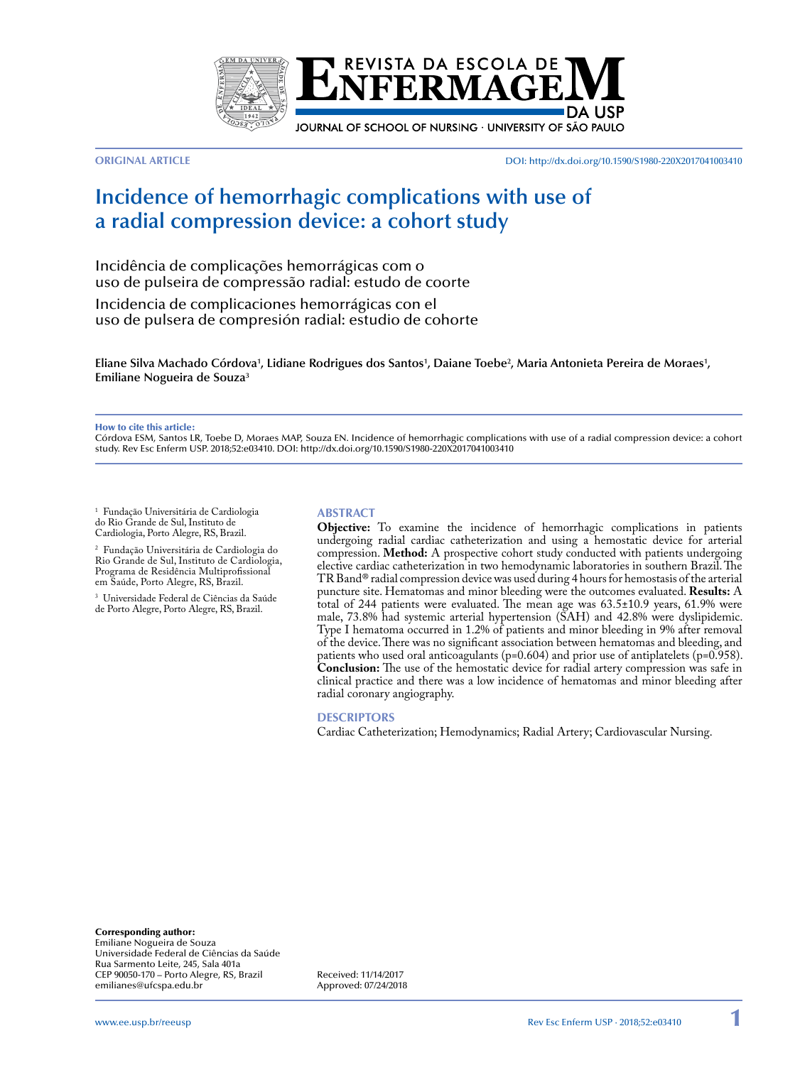ORIGINAL ARTICLE

DOI: http://dx.doi.org/10.1590/S1980-220X2017041003410

# Incidence of hemorrhagic complications with use of a radial compression device: a cohort study

Incidência de complicações hemorrágicas com o uso de pulseira de compressão radial: estudo de coorte

Incidencia de complicaciones hemorrágicas con el uso de pulsera de compresión radial: estudio de cohorte

**Eliane Silva Machado Córdova[1], Lidiane Rodrigues dos Santos[1], Daiane Toebe[2], Maria Antonieta Pereira de Moraes[1], Emiliane Nogueira de Souza[3]**

**How to cite this article:**
Córdova ESM, Santos LR, Toebe D, Moraes MAP, Souza EN. Incidence of hemorrhagic complications with use of a radial compression device: a cohort study. Rev Esc Enferm USP. 2018;52:e03410. DOI: http://dx.doi.org/10.1590/S1980-220X2017041003410

[1] Fundação Universitária de Cardiologia do Rio Grande de Sul, Instituto de Cardiologia, Porto Alegre, RS, Brazil.

[2] Fundação Universitária de Cardiologia do Rio Grande de Sul, Instituto de Cardiologia, Programa de Residência Multiprofissional em Saúde, Porto Alegre, RS, Brazil.

[3] Universidade Federal de Ciências da Saúde de Porto Alegre, Porto Alegre, RS, Brazil.

## ABSTRACT

**Objective:** To examine the incidence of hemorrhagic complications in patients undergoing radial cardiac catheterization and using a hemostatic device for arterial compression. **Method:** A prospective cohort study conducted with patients undergoing elective cardiac catheterization in two hemodynamic laboratories in southern Brazil. The TR Band® radial compression device was used during 4 hours for hemostasis of the arterial puncture site. Hematomas and minor bleeding were the outcomes evaluated. **Results:** A total of 244 patients were evaluated. The mean age was 63.5±10.9 years, 61.9% were male, 73.8% had systemic arterial hypertension (SAH) and 42.8% were dyslipidemic. Type I hematoma occurred in 1.2% of patients and minor bleeding in 9% after removal of the device. There was no significant association between hematomas and bleeding, and patients who used oral anticoagulants (p=0.604) and prior use of antiplatelets (p=0.958). **Conclusion:** The use of the hemostatic device for radial artery compression was safe in clinical practice and there was a low incidence of hematomas and minor bleeding after radial coronary angiography.

## DESCRIPTORS

Cardiac Catheterization; Hemodynamics; Radial Artery; Cardiovascular Nursing.

**Corresponding author:**
Emiliane Nogueira de Souza
Universidade Federal de Ciências da Saúde
Rua Sarmento Leite, 245, Sala 401a
CEP 90050-170 – Porto Alegre, RS, Brazil
emilianes@ufcspa.edu.br

Received: 11/14/2017
Approved: 07/24/2018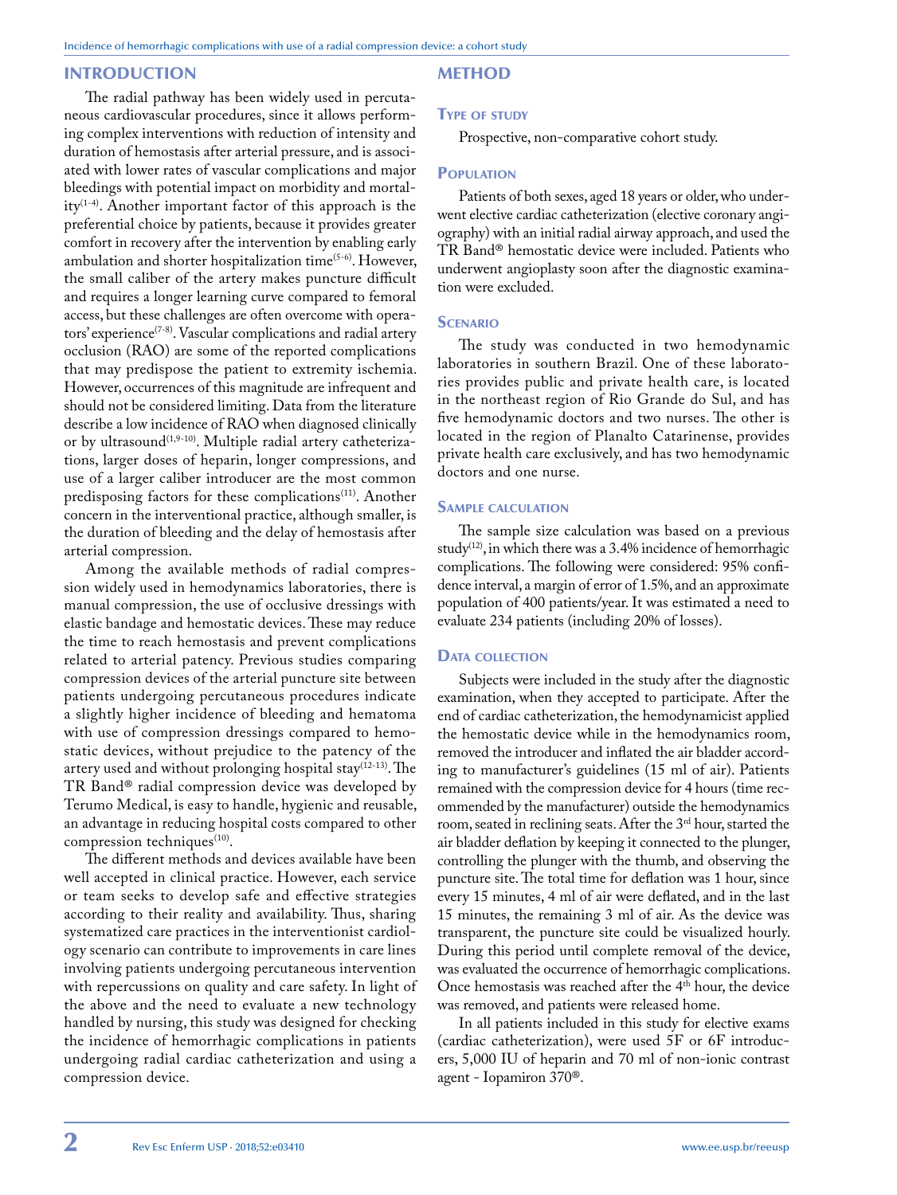## INTRODUCTION

The radial pathway has been widely used in percutaneous cardiovascular procedures, since it allows performing complex interventions with reduction of intensity and duration of hemostasis after arterial pressure, and is associated with lower rates of vascular complications and major bleedings with potential impact on morbidity and mortality[1-4]. Another important factor of this approach is the preferential choice by patients, because it provides greater comfort in recovery after the intervention by enabling early ambulation and shorter hospitalization time[5-6]. However, the small caliber of the artery makes puncture difficult and requires a longer learning curve compared to femoral access, but these challenges are often overcome with operators' experience[7-8]. Vascular complications and radial artery occlusion (RAO) are some of the reported complications that may predispose the patient to extremity ischemia. However, occurrences of this magnitude are infrequent and should not be considered limiting. Data from the literature describe a low incidence of RAO when diagnosed clinically or by ultrasound[1,9-10]. Multiple radial artery catheterizations, larger doses of heparin, longer compressions, and use of a larger caliber introducer are the most common predisposing factors for these complications[11]. Another concern in the interventional practice, although smaller, is the duration of bleeding and the delay of hemostasis after arterial compression.

Among the available methods of radial compression widely used in hemodynamics laboratories, there is manual compression, the use of occlusive dressings with elastic bandage and hemostatic devices. These may reduce the time to reach hemostasis and prevent complications related to arterial patency. Previous studies comparing compression devices of the arterial puncture site between patients undergoing percutaneous procedures indicate a slightly higher incidence of bleeding and hematoma with use of compression dressings compared to hemostatic devices, without prejudice to the patency of the artery used and without prolonging hospital stay[12-13]. The TR Band® radial compression device was developed by Terumo Medical, is easy to handle, hygienic and reusable, an advantage in reducing hospital costs compared to other compression techniques[10].

The different methods and devices available have been well accepted in clinical practice. However, each service or team seeks to develop safe and effective strategies according to their reality and availability. Thus, sharing systematized care practices in the interventionist cardiology scenario can contribute to improvements in care lines involving patients undergoing percutaneous intervention with repercussions on quality and care safety. In light of the above and the need to evaluate a new technology handled by nursing, this study was designed for checking the incidence of hemorrhagic complications in patients undergoing radial cardiac catheterization and using a compression device.

## METHOD

### Type of study

Prospective, non-comparative cohort study.

### Population

Patients of both sexes, aged 18 years or older, who underwent elective cardiac catheterization (elective coronary angiography) with an initial radial airway approach, and used the TR Band® hemostatic device were included. Patients who underwent angioplasty soon after the diagnostic examination were excluded.

### Scenario

The study was conducted in two hemodynamic laboratories in southern Brazil. One of these laboratories provides public and private health care, is located in the northeast region of Rio Grande do Sul, and has five hemodynamic doctors and two nurses. The other is located in the region of Planalto Catarinense, provides private health care exclusively, and has two hemodynamic doctors and one nurse.

### Sample calculation

The sample size calculation was based on a previous study[12], in which there was a 3.4% incidence of hemorrhagic complications. The following were considered: 95% confidence interval, a margin of error of 1.5%, and an approximate population of 400 patients/year. It was estimated a need to evaluate 234 patients (including 20% of losses).

### Data collection

Subjects were included in the study after the diagnostic examination, when they accepted to participate. After the end of cardiac catheterization, the hemodynamicist applied the hemostatic device while in the hemodynamics room, removed the introducer and inflated the air bladder according to manufacturer's guidelines (15 ml of air). Patients remained with the compression device for 4 hours (time recommended by the manufacturer) outside the hemodynamics room, seated in reclining seats. After the 3rd hour, started the air bladder deflation by keeping it connected to the plunger, controlling the plunger with the thumb, and observing the puncture site. The total time for deflation was 1 hour, since every 15 minutes, 4 ml of air were deflated, and in the last 15 minutes, the remaining 3 ml of air. As the device was transparent, the puncture site could be visualized hourly. During this period until complete removal of the device, was evaluated the occurrence of hemorrhagic complications. Once hemostasis was reached after the 4th hour, the device was removed, and patients were released home.

In all patients included in this study for elective exams (cardiac catheterization), were used 5F or 6F introducers, 5,000 IU of heparin and 70 ml of non-ionic contrast agent - Iopamiron 370®.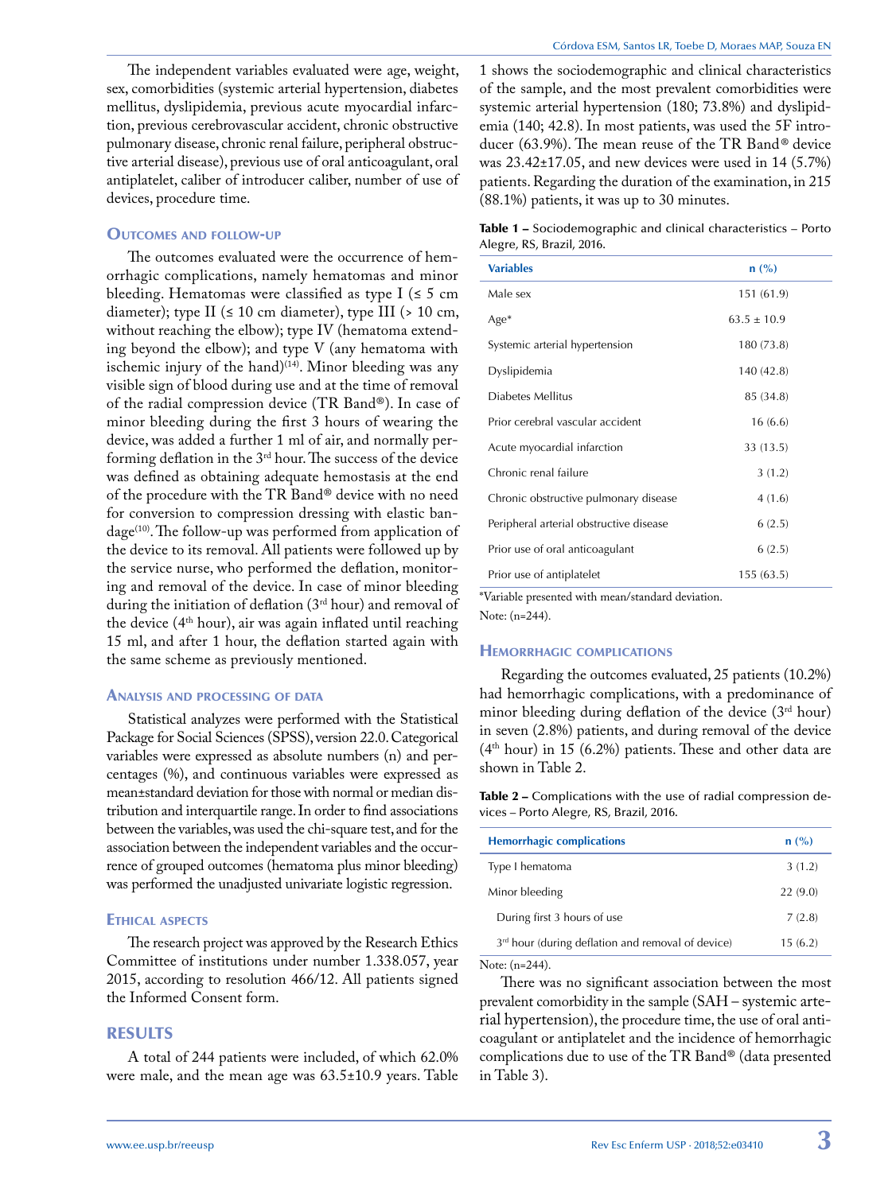The independent variables evaluated were age, weight, sex, comorbidities (systemic arterial hypertension, diabetes mellitus, dyslipidemia, previous acute myocardial infarction, previous cerebrovascular accident, chronic obstructive pulmonary disease, chronic renal failure, peripheral obstructive arterial disease), previous use of oral anticoagulant, oral antiplatelet, caliber of introducer caliber, number of use of devices, procedure time.

### Outcomes and follow-up

The outcomes evaluated were the occurrence of hemorrhagic complications, namely hematomas and minor bleeding. Hematomas were classified as type I (≤ 5 cm diameter); type II (≤ 10 cm diameter), type III (> 10 cm, without reaching the elbow); type IV (hematoma extending beyond the elbow); and type V (any hematoma with ischemic injury of the hand)[14]. Minor bleeding was any visible sign of blood during use and at the time of removal of the radial compression device (TR Band®). In case of minor bleeding during the first 3 hours of wearing the device, was added a further 1 ml of air, and normally performing deflation in the 3rd hour. The success of the device was defined as obtaining adequate hemostasis at the end of the procedure with the TR Band® device with no need for conversion to compression dressing with elastic bandage[10]. The follow-up was performed from application of the device to its removal. All patients were followed up by the service nurse, who performed the deflation, monitoring and removal of the device. In case of minor bleeding during the initiation of deflation (3rd hour) and removal of the device (4th hour), air was again inflated until reaching 15 ml, and after 1 hour, the deflation started again with the same scheme as previously mentioned.

### Analysis and processing of data

Statistical analyzes were performed with the Statistical Package for Social Sciences (SPSS), version 22.0. Categorical variables were expressed as absolute numbers (n) and percentages (%), and continuous variables were expressed as mean±standard deviation for those with normal or median distribution and interquartile range. In order to find associations between the variables, was used the chi-square test, and for the association between the independent variables and the occurrence of grouped outcomes (hematoma plus minor bleeding) was performed the unadjusted univariate logistic regression.

### Ethical aspects

The research project was approved by the Research Ethics Committee of institutions under number 1.338.057, year 2015, according to resolution 466/12. All patients signed the Informed Consent form.

## RESULTS

A total of 244 patients were included, of which 62.0% were male, and the mean age was 63.5±10.9 years. Table 1 shows the sociodemographic and clinical characteristics of the sample, and the most prevalent comorbidities were systemic arterial hypertension (180; 73.8%) and dyslipidemia (140; 42.8). In most patients, was used the 5F introducer (63.9%). The mean reuse of the TR Band® device was 23.42±17.05, and new devices were used in 14 (5.7%) patients. Regarding the duration of the examination, in 215 (88.1%) patients, it was up to 30 minutes.

**Table 1 –** Sociodemographic and clinical characteristics – Porto Alegre, RS, Brazil, 2016.

| Variables | n (%) |
|---|---|
| Male sex | 151 (61.9) |
| Age* | 63.5 ± 10.9 |
| Systemic arterial hypertension | 180 (73.8) |
| Dyslipidemia | 140 (42.8) |
| Diabetes Mellitus | 85 (34.8) |
| Prior cerebral vascular accident | 16 (6.6) |
| Acute myocardial infarction | 33 (13.5) |
| Chronic renal failure | 3 (1.2) |
| Chronic obstructive pulmonary disease | 4 (1.6) |
| Peripheral arterial obstructive disease | 6 (2.5) |
| Prior use of oral anticoagulant | 6 (2.5) |
| Prior use of antiplatelet | 155 (63.5) |

*Variable presented with mean/standard deviation.
Note: (n=244).

### Hemorrhagic complications

Regarding the outcomes evaluated, 25 patients (10.2%) had hemorrhagic complications, with a predominance of minor bleeding during deflation of the device (3rd hour) in seven (2.8%) patients, and during removal of the device (4th hour) in 15 (6.2%) patients. These and other data are shown in Table 2.

**Table 2 –** Complications with the use of radial compression devices – Porto Alegre, RS, Brazil, 2016.

| Hemorrhagic complications | n (%) |
|---|---|
| Type I hematoma | 3 (1.2) |
| Minor bleeding | 22 (9.0) |
| During first 3 hours of use | 7 (2.8) |
| 3rd hour (during deflation and removal of device) | 15 (6.2) |

Note: (n=244).

There was no significant association between the most prevalent comorbidity in the sample (SAH – systemic arterial hypertension), the procedure time, the use of oral anticoagulant or antiplatelet and the incidence of hemorrhagic complications due to use of the TR Band® (data presented in Table 3).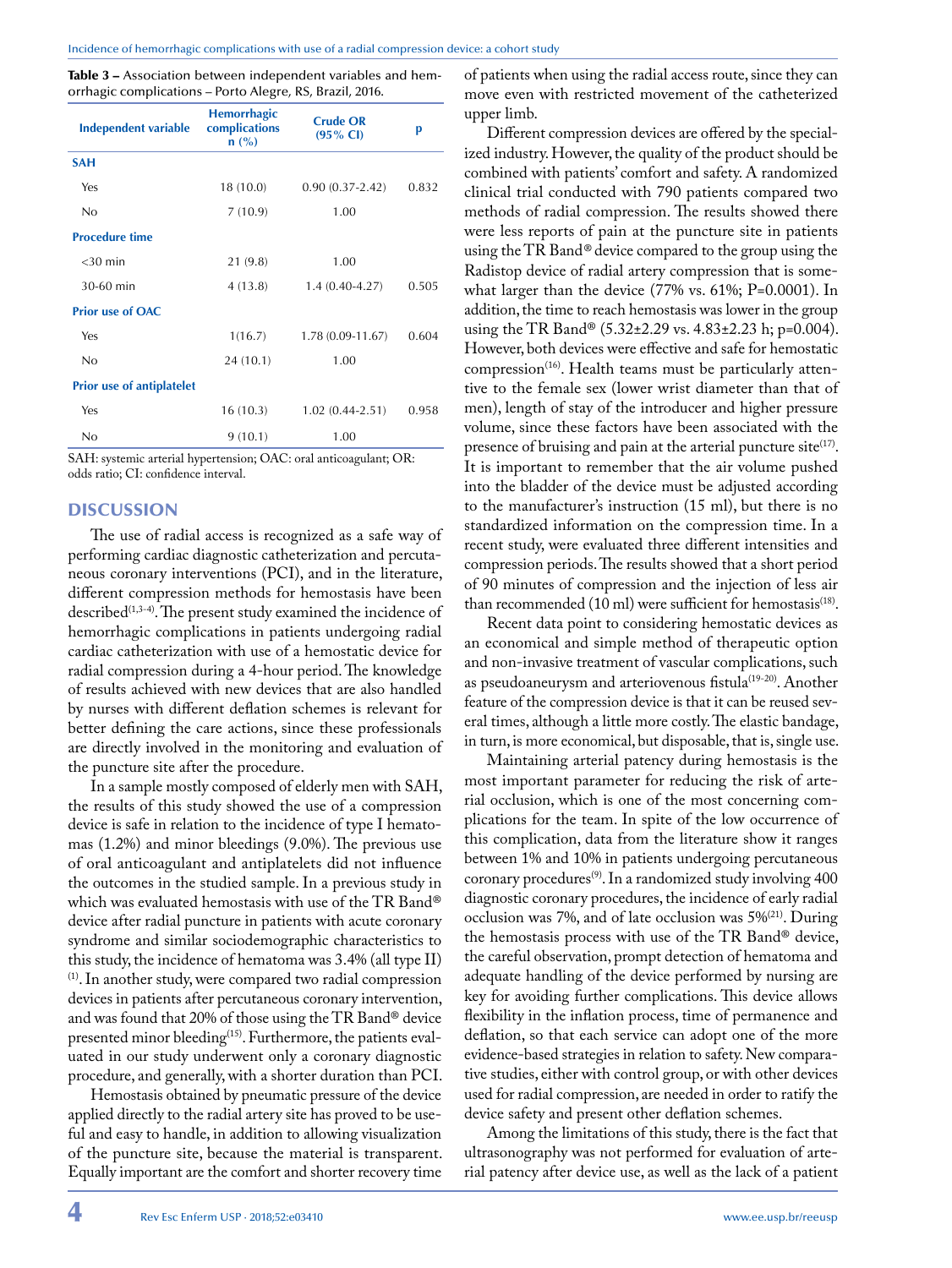**Table 3 –** Association between independent variables and hemorrhagic complications – Porto Alegre, RS, Brazil, 2016.

| Independent variable | Hemorrhagic complications n (%) | Crude OR (95% CI) | p |
|---|---|---|---|
| **SAH** | | | |
| Yes | 18 (10.0) | 0.90 (0.37-2.42) | 0.832 |
| No | 7 (10.9) | 1.00 | |
| **Procedure time** | | | |
| <30 min | 21 (9.8) | 1.00 | |
| 30-60 min | 4 (13.8) | 1.4 (0.40-4.27) | 0.505 |
| **Prior use of OAC** | | | |
| Yes | 1(16.7) | 1.78 (0.09-11.67) | 0.604 |
| No | 24 (10.1) | 1.00 | |
| **Prior use of antiplatelet** | | | |
| Yes | 16 (10.3) | 1.02 (0.44-2.51) | 0.958 |
| No | 9 (10.1) | 1.00 | |

SAH: systemic arterial hypertension; OAC: oral anticoagulant; OR: odds ratio; CI: confidence interval.

## DISCUSSION

The use of radial access is recognized as a safe way of performing cardiac diagnostic catheterization and percutaneous coronary interventions (PCI), and in the literature, different compression methods for hemostasis have been described[1,3-4]. The present study examined the incidence of hemorrhagic complications in patients undergoing radial cardiac catheterization with use of a hemostatic device for radial compression during a 4-hour period. The knowledge of results achieved with new devices that are also handled by nurses with different deflation schemes is relevant for better defining the care actions, since these professionals are directly involved in the monitoring and evaluation of the puncture site after the procedure.

In a sample mostly composed of elderly men with SAH, the results of this study showed the use of a compression device is safe in relation to the incidence of type I hematomas (1.2%) and minor bleedings (9.0%). The previous use of oral anticoagulant and antiplatelets did not influence the outcomes in the studied sample. In a previous study in which was evaluated hemostasis with use of the TR Band® device after radial puncture in patients with acute coronary syndrome and similar sociodemographic characteristics to this study, the incidence of hematoma was 3.4% (all type II)[1]. In another study, were compared two radial compression devices in patients after percutaneous coronary intervention, and was found that 20% of those using the TR Band® device presented minor bleeding[15]. Furthermore, the patients evaluated in our study underwent only a coronary diagnostic procedure, and generally, with a shorter duration than PCI.

Hemostasis obtained by pneumatic pressure of the device applied directly to the radial artery site has proved to be useful and easy to handle, in addition to allowing visualization of the puncture site, because the material is transparent. Equally important are the comfort and shorter recovery time of patients when using the radial access route, since they can move even with restricted movement of the catheterized upper limb.

Different compression devices are offered by the specialized industry. However, the quality of the product should be combined with patients' comfort and safety. A randomized clinical trial conducted with 790 patients compared two methods of radial compression. The results showed there were less reports of pain at the puncture site in patients using the TR Band® device compared to the group using the Radistop device of radial artery compression that is somewhat larger than the device (77% vs. 61%; P=0.0001). In addition, the time to reach hemostasis was lower in the group using the TR Band® (5.32±2.29 vs. 4.83±2.23 h; p=0.004). However, both devices were effective and safe for hemostatic compression[16]. Health teams must be particularly attentive to the female sex (lower wrist diameter than that of men), length of stay of the introducer and higher pressure volume, since these factors have been associated with the presence of bruising and pain at the arterial puncture site[17]. It is important to remember that the air volume pushed into the bladder of the device must be adjusted according to the manufacturer's instruction (15 ml), but there is no standardized information on the compression time. In a recent study, were evaluated three different intensities and compression periods. The results showed that a short period of 90 minutes of compression and the injection of less air than recommended (10 ml) were sufficient for hemostasis[18].

Recent data point to considering hemostatic devices as an economical and simple method of therapeutic option and non-invasive treatment of vascular complications, such as pseudoaneurysm and arteriovenous fistula[19-20]. Another feature of the compression device is that it can be reused several times, although a little more costly. The elastic bandage, in turn, is more economical, but disposable, that is, single use.

Maintaining arterial patency during hemostasis is the most important parameter for reducing the risk of arterial occlusion, which is one of the most concerning complications for the team. In spite of the low occurrence of this complication, data from the literature show it ranges between 1% and 10% in patients undergoing percutaneous coronary procedures[9]. In a randomized study involving 400 diagnostic coronary procedures, the incidence of early radial occlusion was 7%, and of late occlusion was 5%[21]. During the hemostasis process with use of the TR Band® device, the careful observation, prompt detection of hematoma and adequate handling of the device performed by nursing are key for avoiding further complications. This device allows flexibility in the inflation process, time of permanence and deflation, so that each service can adopt one of the more evidence-based strategies in relation to safety. New comparative studies, either with control group, or with other devices used for radial compression, are needed in order to ratify the device safety and present other deflation schemes.

Among the limitations of this study, there is the fact that ultrasonography was not performed for evaluation of arterial patency after device use, as well as the lack of a patient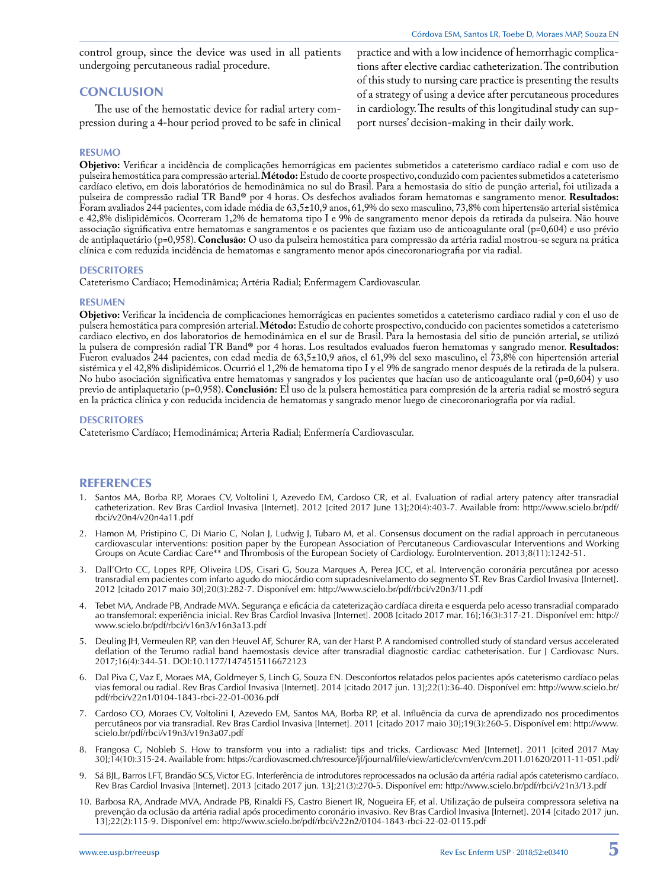control group, since the device was used in all patients undergoing percutaneous radial procedure.

## CONCLUSION

The use of the hemostatic device for radial artery compression during a 4-hour period proved to be safe in clinical practice and with a low incidence of hemorrhagic complications after elective cardiac catheterization. The contribution of this study to nursing care practice is presenting the results of a strategy of using a device after percutaneous procedures in cardiology. The results of this longitudinal study can support nurses' decision-making in their daily work.

### RESUMO

**Objetivo:** Verificar a incidência de complicações hemorrágicas em pacientes submetidos a cateterismo cardíaco radial e com uso de pulseira hemostática para compressão arterial. **Método:** Estudo de coorte prospectivo, conduzido com pacientes submetidos a cateterismo cardíaco eletivo, em dois laboratórios de hemodinâmica no sul do Brasil. Para a hemostasia do sítio de punção arterial, foi utilizada a pulseira de compressão radial TR Band® por 4 horas. Os desfechos avaliados foram hematomas e sangramento menor. **Resultados:** Foram avaliados 244 pacientes, com idade média de 63,5±10,9 anos, 61,9% do sexo masculino, 73,8% com hipertensão arterial sistêmica e 42,8% dislipidêmicos. Ocorreram 1,2% de hematoma tipo I e 9% de sangramento menor depois da retirada da pulseira. Não houve associação significativa entre hematomas e sangramentos e os pacientes que faziam uso de anticoagulante oral (p=0,604) e uso prévio de antiplaquetário (p=0,958). **Conclusão:** O uso da pulseira hemostática para compressão da artéria radial mostrou-se segura na prática clínica e com reduzida incidência de hematomas e sangramento menor após cinecoronariografia por via radial.

### DESCRITORES

Cateterismo Cardíaco; Hemodinâmica; Artéria Radial; Enfermagem Cardiovascular.

### RESUMEN

**Objetivo:** Verificar la incidencia de complicaciones hemorrágicas en pacientes sometidos a cateterismo cardiaco radial y con el uso de pulsera hemostática para compresión arterial. **Método**: Estudio de cohorte prospectivo, conducido con pacientes sometidos a cateterismo cardiaco electivo, en dos laboratorios de hemodinámica en el sur de Brasil. Para la hemostasia del sitio de punción arterial, se utilizó la pulsera de compresión radial TR Band® por 4 horas. Los resultados evaluados fueron hematomas y sangrado menor. **Resultados**: Fueron evaluados 244 pacientes, con edad media de 63,5±10,9 años, el 61,9% del sexo masculino, el 73,8% con hipertensión arterial sistémica y el 42,8% dislipidémicos. Ocurrió el 1,2% de hematoma tipo I y el 9% de sangrado menor después de la retirada de la pulsera. No hubo asociación significativa entre hematomas y sangrados y los pacientes que hacían uso de anticoagulante oral (p=0,604) y uso previo de antiplaquetario (p=0,958). **Conclusión**: El uso de la pulsera hemostática para compresión de la arteria radial se mostró segura en la práctica clínica y con reducida incidencia de hematomas y sangrado menor luego de cinecoronariografía por vía radial.

### DESCRITORES

Cateterismo Cardíaco; Hemodinámica; Arteria Radial; Enfermería Cardiovascular.

## REFERENCES

1. Santos MA, Borba RP, Moraes CV, Voltolini I, Azevedo EM, Cardoso CR, et al. Evaluation of radial artery patency after transradial catheterization. Rev Bras Cardiol Invasiva [Internet]. 2012 [cited 2017 June 13];20(4):403-7. Available from: http://www.scielo.br/pdf/rbci/v20n4/v20n4a11.pdf

2. Hamon M, Pristipino C, Di Mario C, Nolan J, Ludwig J, Tubaro M, et al. Consensus document on the radial approach in percutaneous cardiovascular interventions: position paper by the European Association of Percutaneous Cardiovascular Interventions and Working Groups on Acute Cardiac Care** and Thrombosis of the European Society of Cardiology. EuroIntervention. 2013;8(11):1242-51.

3. Dall'Orto CC, Lopes RPF, Oliveira LDS, Cisari G, Souza Marques A, Perea JCC, et al. Intervenção coronária percutânea por acesso transradial em pacientes com infarto agudo do miocárdio com supradesnivelamento do segmento ST. Rev Bras Cardiol Invasiva [Internet]. 2012 [citado 2017 maio 30];20(3):282-7. Disponível em: http://www.scielo.br/pdf/rbci/v20n3/11.pdf

4. Tebet MA, Andrade PB, Andrade MVA. Segurança e eficácia da cateterização cardíaca direita e esquerda pelo acesso transradial comparado ao transfemoral: experiência inicial. Rev Bras Cardiol Invasiva [Internet]. 2008 [citado 2017 mar. 16];16(3):317-21. Disponível em: http://www.scielo.br/pdf/rbci/v16n3/v16n3a13.pdf

5. Deuling JH, Vermeulen RP, van den Heuvel AF, Schurer RA, van der Harst P. A randomised controlled study of standard versus accelerated deflation of the Terumo radial band haemostasis device after transradial diagnostic cardiac catheterisation. Eur J Cardiovasc Nurs. 2017;16(4):344-51. DOI:10.1177/1474515116672123

6. Dal Piva C, Vaz E, Moraes MA, Goldmeyer S, Linch G, Souza EN. Desconfortos relatados pelos pacientes após cateterismo cardíaco pelas vias femoral ou radial. Rev Bras Cardiol Invasiva [Internet]. 2014 [citado 2017 jun. 13];22(1):36-40. Disponível em: http://www.scielo.br/pdf/rbci/v22n1/0104-1843-rbci-22-01-0036.pdf

7. Cardoso CO, Moraes CV, Voltolini I, Azevedo EM, Santos MA, Borba RP, et al. Influência da curva de aprendizado nos procedimentos percutâneos por via transradial. Rev Bras Cardiol Invasiva [Internet]. 2011 [citado 2017 maio 30];19(3):260-5. Disponível em: http://www.scielo.br/pdf/rbci/v19n3/v19n3a07.pdf

8. Frangosa C, Nobleb S. How to transform you into a radialist: tips and tricks. Cardiovasc Med [Internet]. 2011 [cited 2017 May 30];14(10):315-24. Available from: https://cardiovascmed.ch/resource/jf/journal/file/view/article/cvm/en/cvm.2011.01620/2011-11-051.pdf/

9. Sá BJL, Barros LFT, Brandão SCS, Victor EG. Interferência de introdutores reprocessados na oclusão da artéria radial após cateterismo cardíaco. Rev Bras Cardiol Invasiva [Internet]. 2013 [citado 2017 jun. 13];21(3):270-5. Disponível em: http://www.scielo.br/pdf/rbci/v21n3/13.pdf

10. Barbosa RA, Andrade MVA, Andrade PB, Rinaldi FS, Castro Bienert IR, Nogueira EF, et al. Utilização de pulseira compressora seletiva na prevenção da oclusão da artéria radial após procedimento coronário invasivo. Rev Bras Cardiol Invasiva [Internet]. 2014 [citado 2017 jun. 13];22(2):115-9. Disponível em: http://www.scielo.br/pdf/rbci/v22n2/0104-1843-rbci-22-02-0115.pdf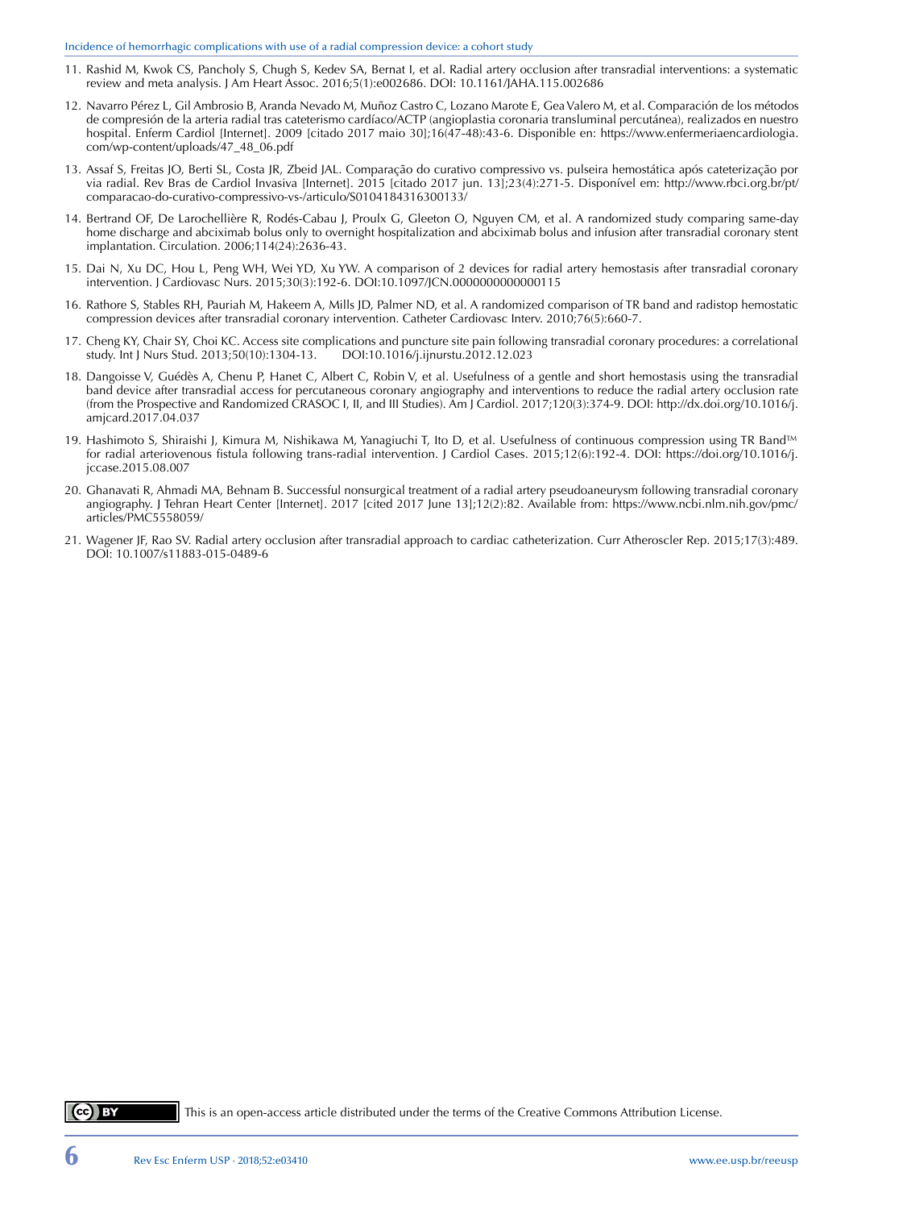11. Rashid M, Kwok CS, Pancholy S, Chugh S, Kedev SA, Bernat I, et al. Radial artery occlusion after transradial interventions: a systematic review and meta analysis. J Am Heart Assoc. 2016;5(1):e002686. DOI: 10.1161/JAHA.115.002686

12. Navarro Pérez L, Gil Ambrosio B, Aranda Nevado M, Muñoz Castro C, Lozano Marote E, Gea Valero M, et al. Comparación de los métodos de compresión de la arteria radial tras cateterismo cardíaco/ACTP (angioplastia coronaria transluminal percutánea), realizados en nuestro hospital. Enferm Cardiol [Internet]. 2009 [citado 2017 maio 30];16(47-48):43-6. Disponible en: https://www.enfermeriaencardiologia.com/wp-content/uploads/47_48_06.pdf

13. Assaf S, Freitas JO, Berti SL, Costa JR, Zbeid JAL. Comparação do curativo compressivo vs. pulseira hemostática após cateterização por via radial. Rev Bras de Cardiol Invasiva [Internet]. 2015 [citado 2017 jun. 13];23(4):271-5. Disponível em: http://www.rbci.org.br/pt/comparacao-do-curativo-compressivo-vs-/articulo/S0104184316300133/

14. Bertrand OF, De Larochellière R, Rodés-Cabau J, Proulx G, Gleeton O, Nguyen CM, et al. A randomized study comparing same-day home discharge and abciximab bolus only to overnight hospitalization and abciximab bolus and infusion after transradial coronary stent implantation. Circulation. 2006;114(24):2636-43.

15. Dai N, Xu DC, Hou L, Peng WH, Wei YD, Xu YW. A comparison of 2 devices for radial artery hemostasis after transradial coronary intervention. J Cardiovasc Nurs. 2015;30(3):192-6. DOI:10.1097/JCN.0000000000000115

16. Rathore S, Stables RH, Pauriah M, Hakeem A, Mills JD, Palmer ND, et al. A randomized comparison of TR band and radistop hemostatic compression devices after transradial coronary intervention. Catheter Cardiovasc Interv. 2010;76(5):660-7.

17. Cheng KY, Chair SY, Choi KC. Access site complications and puncture site pain following transradial coronary procedures: a correlational study. Int J Nurs Stud. 2013;50(10):1304-13. DOI:10.1016/j.ijnurstu.2012.12.023

18. Dangoisse V, Guédès A, Chenu P, Hanet C, Albert C, Robin V, et al. Usefulness of a gentle and short hemostasis using the transradial band device after transradial access for percutaneous coronary angiography and interventions to reduce the radial artery occlusion rate (from the Prospective and Randomized CRASOC I, II, and III Studies). Am J Cardiol. 2017;120(3):374-9. DOI: http://dx.doi.org/10.1016/j.amjcard.2017.04.037

19. Hashimoto S, Shiraishi J, Kimura M, Nishikawa M, Yanagiuchi T, Ito D, et al. Usefulness of continuous compression using TR Band™ for radial arteriovenous fistula following trans-radial intervention. J Cardiol Cases. 2015;12(6):192-4. DOI: https://doi.org/10.1016/j.jccase.2015.08.007

20. Ghanavati R, Ahmadi MA, Behnam B. Successful nonsurgical treatment of a radial artery pseudoaneurysm following transradial coronary angiography. J Tehran Heart Center [Internet]. 2017 [cited 2017 June 13];12(2):82. Available from: https://www.ncbi.nlm.nih.gov/pmc/articles/PMC5558059/

21. Wagener JF, Rao SV. Radial artery occlusion after transradial approach to cardiac catheterization. Curr Atheroscler Rep. 2015;17(3):489. DOI: 10.1007/s11883-015-0489-6

This is an open-access article distributed under the terms of the Creative Commons Attribution License.